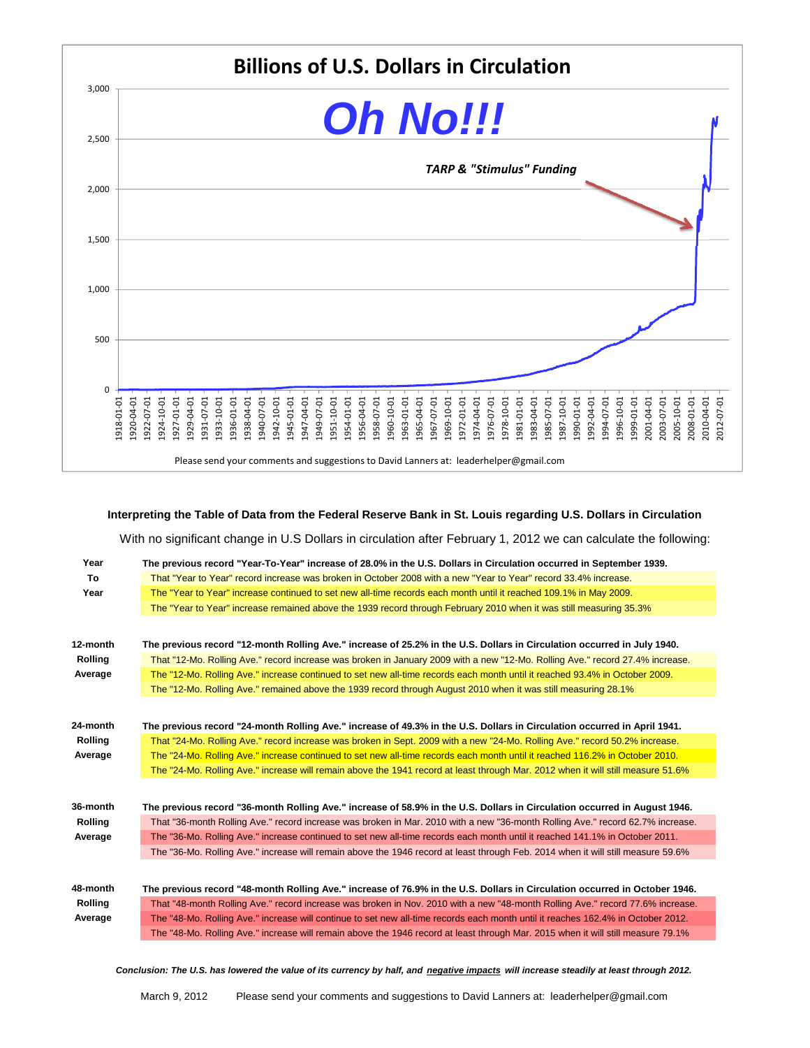# Billions of U.S. Dollars in Circulation

**Oh No!!!**

***TARP & "Stimulus" Funding***

Please send your comments and suggestions to David Lanners at: leaderhelper@gmail.com

**Interpreting the Table of Data from the Federal Reserve Bank in St. Louis regarding U.S. Dollars in Circulation**

With no significant change in U.S Dollars in circulation after February 1, 2012 we can calculate the following:

| | |
|---|---|
| **Year To Year** | **The previous record "Year-To-Year" increase of 28.0% in the U.S. Dollars in Circulation occurred in September 1939.** |
| | That "Year to Year" record increase was broken in October 2008 with a new "Year to Year" record 33.4% increase. |
| | The "Year to Year" increase continued to set new all-time records each month until it reached 109.1% in May 2009. |
| | The "Year to Year" increase remained above the 1939 record through February 2010 when it was still measuring 35.3% |
| **12-month Rolling Average** | **The previous record "12-month Rolling Ave." increase of 25.2% in the U.S. Dollars in Circulation occurred in July 1940.** |
| | That "12-Mo. Rolling Ave." record increase was broken in January 2009 with a new "12-Mo. Rolling Ave." record 27.4% increase. |
| | The "12-Mo. Rolling Ave." increase continued to set new all-time records each month until it reached 93.4% in October 2009. |
| | The "12-Mo. Rolling Ave." remained above the 1939 record through August 2010 when it was still measuring 28.1% |
| **24-month Rolling Average** | **The previous record "24-month Rolling Ave." increase of 49.3% in the U.S. Dollars in Circulation occurred in April 1941.** |
| | That "24-Mo. Rolling Ave." record increase was broken in Sept. 2009 with a new "24-Mo. Rolling Ave." record 50.2% increase. |
| | The "24-Mo. Rolling Ave." increase continued to set new all-time records each month until it reached 116.2% in October 2010. |
| | The "24-Mo. Rolling Ave." increase will remain above the 1941 record at least through Mar. 2012 when it will still measure 51.6% |
| **36-month Rolling Average** | **The previous record "36-month Rolling Ave." increase of 58.9% in the U.S. Dollars in Circulation occurred in August 1946.** |
| | That "36-month Rolling Ave." record increase was broken in Mar. 2010 with a new "36-month Rolling Ave." record 62.7% increase. |
| | The "36-Mo. Rolling Ave." increase continued to set new all-time records each month until it reached 141.1% in October 2011. |
| | The "36-Mo. Rolling Ave." increase will remain above the 1946 record at least through Feb. 2014 when it will still measure 59.6% |
| **48-month Rolling Average** | **The previous record "48-month Rolling Ave." increase of 76.9% in the U.S. Dollars in Circulation occurred in October 1946.** |
| | That "48-month Rolling Ave." record increase was broken in Nov. 2010 with a new "48-month Rolling Ave." record 77.6% increase. |
| | The "48-Mo. Rolling Ave." increase will continue to set new all-time records each month until it reaches 162.4% in October 2012. |
| | The "48-Mo. Rolling Ave." increase will remain above the 1946 record at least through Mar. 2015 when it will still measure 79.1% |

***Conclusion: The U.S. has lowered the value of its currency by half, and negative impacts will increase steadily at least through 2012.***

March 9, 2012 Please send your comments and suggestions to David Lanners at: leaderhelper@gmail.com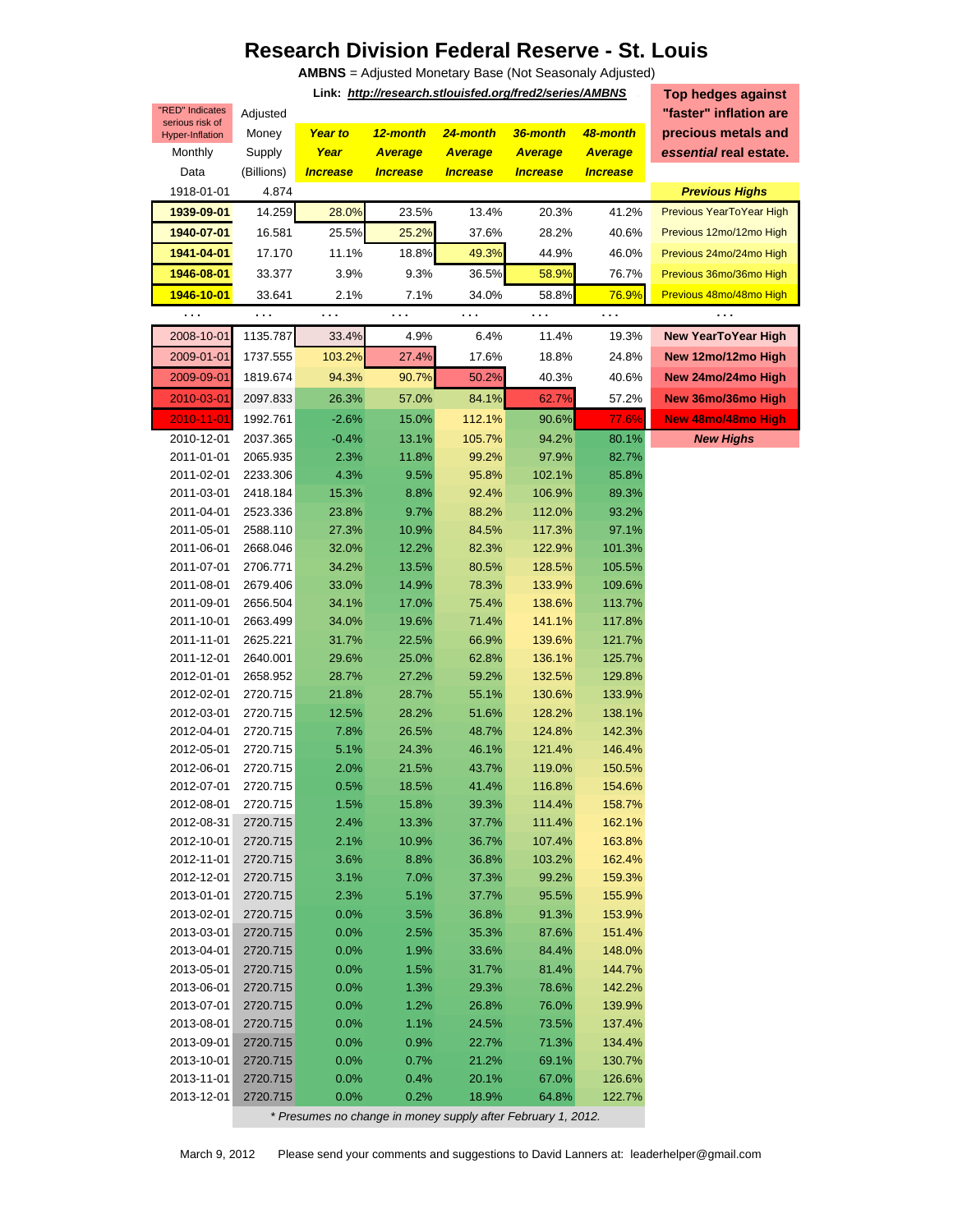# Research Division Federal Reserve - St. Louis

**AMBNS** = Adjusted Monetary Base (Not Seasonaly Adjusted)

**Link:** ***http://research.stlouisfed.org/fred2/series/AMBNS***

| "RED" Indicates serious risk of Hyper-Inflation Monthly Data | Adjusted Money Supply (Billions) | *Year to Year Increase* | *12-month Average Increase* | *24-month Average Increase* | *36-month Average Increase* | *48-month Average Increase* | **Top hedges against "faster" inflation are precious metals and *essential* real estate.** |
|---|---|---|---|---|---|---|---|
| 1918-01-01 | 4.874 | | | | | | ***Previous Highs*** |
| **1939-09-01** | 14.259 | 28.0% | 23.5% | 13.4% | 20.3% | 41.2% | Previous YearToYear High |
| **1940-07-01** | 16.581 | 25.5% | 25.2% | 37.6% | 28.2% | 40.6% | Previous 12mo/12mo High |
| **1941-04-01** | 17.170 | 11.1% | 18.8% | 49.3% | 44.9% | 46.0% | Previous 24mo/24mo High |
| **1946-08-01** | 33.377 | 3.9% | 9.3% | 36.5% | 58.9% | 76.7% | Previous 36mo/36mo High |
| **1946-10-01** | 33.641 | 2.1% | 7.1% | 34.0% | 58.8% | 76.9% | Previous 48mo/48mo High |
| ... | ... | ... | ... | ... | ... | ... | ... |
| 2008-10-01 | 1135.787 | 33.4% | 4.9% | 6.4% | 11.4% | 19.3% | **New YearToYear High** |
| 2009-01-01 | 1737.555 | 103.2% | 27.4% | 17.6% | 18.8% | 24.8% | **New 12mo/12mo High** |
| 2009-09-01 | 1819.674 | 94.3% | 90.7% | 50.2% | 40.3% | 40.6% | **New 24mo/24mo High** |
| 2010-03-01 | 2097.833 | 26.3% | 57.0% | 84.1% | 62.7% | 57.2% | **New 36mo/36mo High** |
| 2010-11-01 | 1992.761 | -2.6% | 15.0% | 112.1% | 90.6% | 77.6% | **New 48mo/48mo High** |
| 2010-12-01 | 2037.365 | -0.4% | 13.1% | 105.7% | 94.2% | 80.1% | ***New Highs*** |
| 2011-01-01 | 2065.935 | 2.3% | 11.8% | 99.2% | 97.9% | 82.7% | |
| 2011-02-01 | 2233.306 | 4.3% | 9.5% | 95.8% | 102.1% | 85.8% | |
| 2011-03-01 | 2418.184 | 15.3% | 8.8% | 92.4% | 106.9% | 89.3% | |
| 2011-04-01 | 2523.336 | 23.8% | 9.7% | 88.2% | 112.0% | 93.2% | |
| 2011-05-01 | 2588.110 | 27.3% | 10.9% | 84.5% | 117.3% | 97.1% | |
| 2011-06-01 | 2668.046 | 32.0% | 12.2% | 82.3% | 122.9% | 101.3% | |
| 2011-07-01 | 2706.771 | 34.2% | 13.5% | 80.5% | 128.5% | 105.5% | |
| 2011-08-01 | 2679.406 | 33.0% | 14.9% | 78.3% | 133.9% | 109.6% | |
| 2011-09-01 | 2656.504 | 34.1% | 17.0% | 75.4% | 138.6% | 113.7% | |
| 2011-10-01 | 2663.499 | 34.0% | 19.6% | 71.4% | 141.1% | 117.8% | |
| 2011-11-01 | 2625.221 | 31.7% | 22.5% | 66.9% | 139.6% | 121.7% | |
| 2011-12-01 | 2640.001 | 29.6% | 25.0% | 62.8% | 136.1% | 125.7% | |
| 2012-01-01 | 2658.952 | 28.7% | 27.2% | 59.2% | 132.5% | 129.8% | |
| 2012-02-01 | 2720.715 | 21.8% | 28.7% | 55.1% | 130.6% | 133.9% | |
| 2012-03-01 | 2720.715 | 12.5% | 28.2% | 51.6% | 128.2% | 138.1% | |
| 2012-04-01 | 2720.715 | 7.8% | 26.5% | 48.7% | 124.8% | 142.3% | |
| 2012-05-01 | 2720.715 | 5.1% | 24.3% | 46.1% | 121.4% | 146.4% | |
| 2012-06-01 | 2720.715 | 2.0% | 21.5% | 43.7% | 119.0% | 150.5% | |
| 2012-07-01 | 2720.715 | 0.5% | 18.5% | 41.4% | 116.8% | 154.6% | |
| 2012-08-01 | 2720.715 | 1.5% | 15.8% | 39.3% | 114.4% | 158.7% | |
| 2012-08-31 | 2720.715 | 2.4% | 13.3% | 37.7% | 111.4% | 162.1% | |
| 2012-10-01 | 2720.715 | 2.1% | 10.9% | 36.7% | 107.4% | 163.8% | |
| 2012-11-01 | 2720.715 | 3.6% | 8.8% | 36.8% | 103.2% | 162.4% | |
| 2012-12-01 | 2720.715 | 3.1% | 7.0% | 37.3% | 99.2% | 159.3% | |
| 2013-01-01 | 2720.715 | 2.3% | 5.1% | 37.7% | 95.5% | 155.9% | |
| 2013-02-01 | 2720.715 | 0.0% | 3.5% | 36.8% | 91.3% | 153.9% | |
| 2013-03-01 | 2720.715 | 0.0% | 2.5% | 35.3% | 87.6% | 151.4% | |
| 2013-04-01 | 2720.715 | 0.0% | 1.9% | 33.6% | 84.4% | 148.0% | |
| 2013-05-01 | 2720.715 | 0.0% | 1.5% | 31.7% | 81.4% | 144.7% | |
| 2013-06-01 | 2720.715 | 0.0% | 1.3% | 29.3% | 78.6% | 142.2% | |
| 2013-07-01 | 2720.715 | 0.0% | 1.2% | 26.8% | 76.0% | 139.9% | |
| 2013-08-01 | 2720.715 | 0.0% | 1.1% | 24.5% | 73.5% | 137.4% | |
| 2013-09-01 | 2720.715 | 0.0% | 0.9% | 22.7% | 71.3% | 134.4% | |
| 2013-10-01 | 2720.715 | 0.0% | 0.7% | 21.2% | 69.1% | 130.7% | |
| 2013-11-01 | 2720.715 | 0.0% | 0.4% | 20.1% | 67.0% | 126.6% | |
| 2013-12-01 | 2720.715 | 0.0% | 0.2% | 18.9% | 64.8% | 122.7% | |

*\* Presumes no change in money supply after February 1, 2012.*

March 9, 2012 Please send your comments and suggestions to David Lanners at: leaderhelper@gmail.com